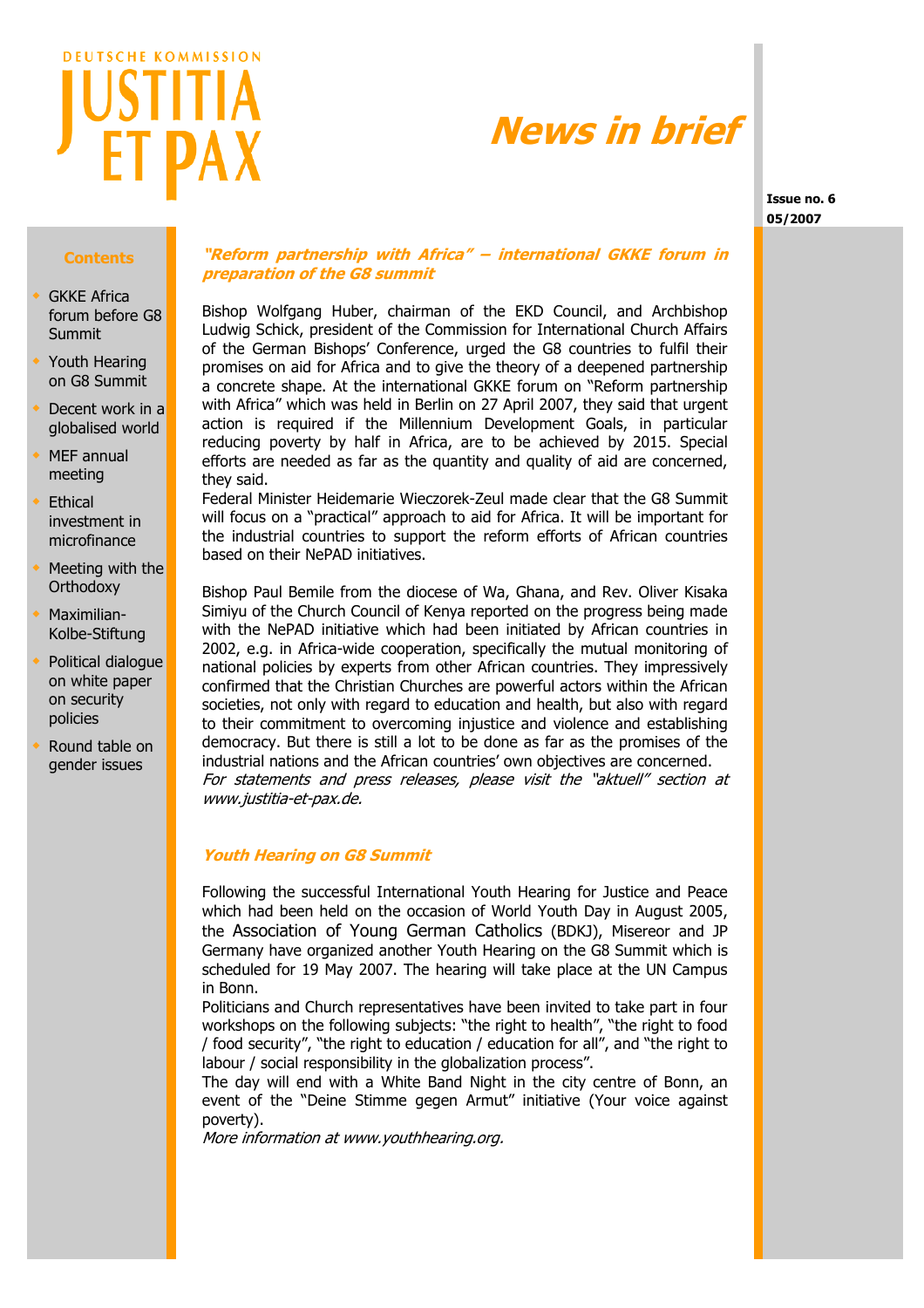DEUTSCHE KOMMISSION

# JUSTITIA ET PAX

# News in brief

**Issue no. 6**
**05/2007**

**Contents**

- GKKE Africa forum before G8 Summit
- Youth Hearing on G8 Summit
- Decent work in a globalised world
- MEF annual meeting
- Ethical investment in microfinance
- Meeting with the Orthodoxy
- Maximilian-Kolbe-Stiftung
- Political dialogue on white paper on security policies
- Round table on gender issues

## *"Reform partnership with Africa" – international GKKE forum in preparation of the G8 summit*

Bishop Wolfgang Huber, chairman of the EKD Council, and Archbishop Ludwig Schick, president of the Commission for International Church Affairs of the German Bishops' Conference, urged the G8 countries to fulfil their promises on aid for Africa and to give the theory of a deepened partnership a concrete shape. At the international GKKE forum on "Reform partnership with Africa" which was held in Berlin on 27 April 2007, they said that urgent action is required if the Millennium Development Goals, in particular reducing poverty by half in Africa, are to be achieved by 2015. Special efforts are needed as far as the quantity and quality of aid are concerned, they said.
Federal Minister Heidemarie Wieczorek-Zeul made clear that the G8 Summit will focus on a "practical" approach to aid for Africa. It will be important for the industrial countries to support the reform efforts of African countries based on their NePAD initiatives.

Bishop Paul Bemile from the diocese of Wa, Ghana, and Rev. Oliver Kisaka Simiyu of the Church Council of Kenya reported on the progress being made with the NePAD initiative which had been initiated by African countries in 2002, e.g. in Africa-wide cooperation, specifically the mutual monitoring of national policies by experts from other African countries. They impressively confirmed that the Christian Churches are powerful actors within the African societies, not only with regard to education and health, but also with regard to their commitment to overcoming injustice and violence and establishing democracy. But there is still a lot to be done as far as the promises of the industrial nations and the African countries' own objectives are concerned.
*For statements and press releases, please visit the "aktuell" section at www.justitia-et-pax.de.*

## *Youth Hearing on G8 Summit*

Following the successful International Youth Hearing for Justice and Peace which had been held on the occasion of World Youth Day in August 2005, the Association of Young German Catholics (BDKJ), Misereor and JP Germany have organized another Youth Hearing on the G8 Summit which is scheduled for 19 May 2007. The hearing will take place at the UN Campus in Bonn.
Politicians and Church representatives have been invited to take part in four workshops on the following subjects: "the right to health", "the right to food / food security", "the right to education / education for all", and "the right to labour / social responsibility in the globalization process".
The day will end with a White Band Night in the city centre of Bonn, an event of the "Deine Stimme gegen Armut" initiative (Your voice against poverty).
*More information at www.youthhearing.org.*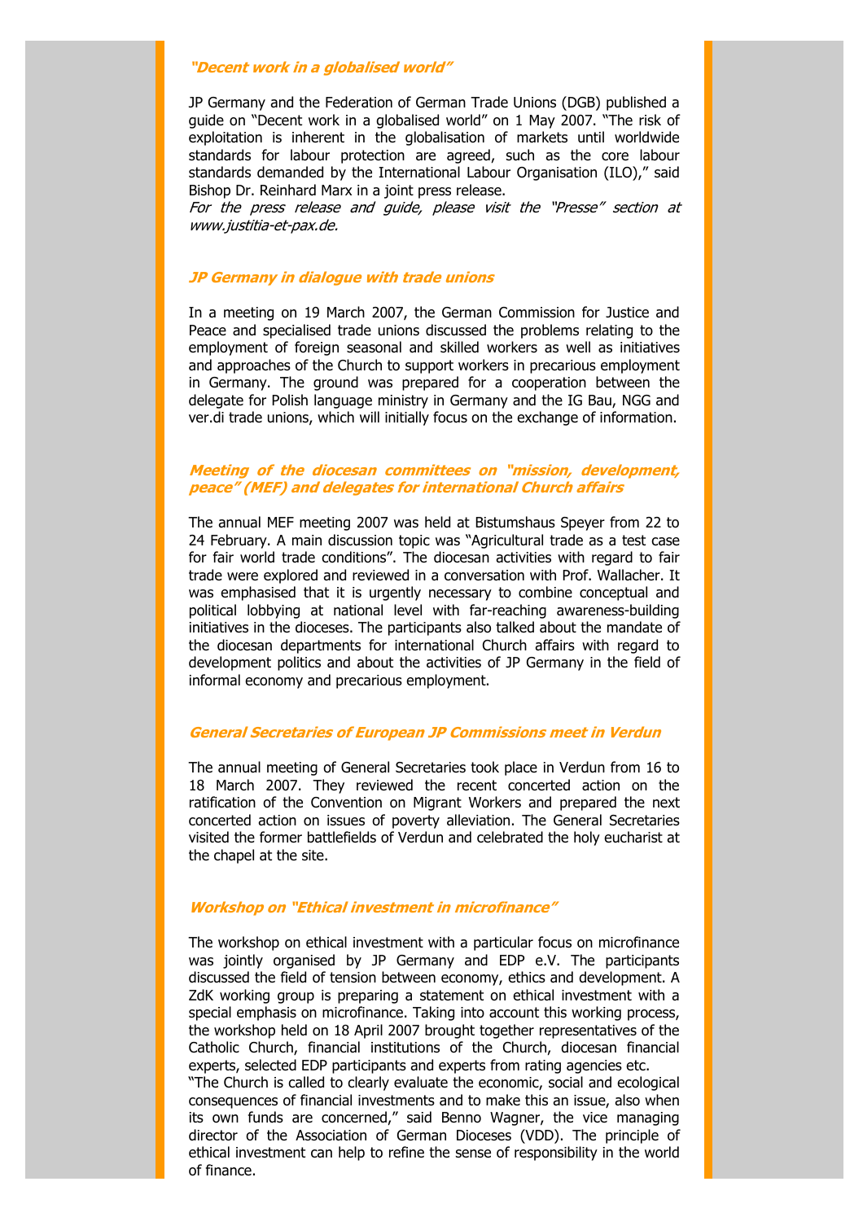### *"Decent work in a globalised world"*

JP Germany and the Federation of German Trade Unions (DGB) published a guide on "Decent work in a globalised world" on 1 May 2007. "The risk of exploitation is inherent in the globalisation of markets until worldwide standards for labour protection are agreed, such as the core labour standards demanded by the International Labour Organisation (ILO)," said Bishop Dr. Reinhard Marx in a joint press release.
*For the press release and guide, please visit the "Presse" section at www.justitia-et-pax.de.*

### *JP Germany in dialogue with trade unions*

In a meeting on 19 March 2007, the German Commission for Justice and Peace and specialised trade unions discussed the problems relating to the employment of foreign seasonal and skilled workers as well as initiatives and approaches of the Church to support workers in precarious employment in Germany. The ground was prepared for a cooperation between the delegate for Polish language ministry in Germany and the IG Bau, NGG and ver.di trade unions, which will initially focus on the exchange of information.

### *Meeting of the diocesan committees on "mission, development, peace" (MEF) and delegates for international Church affairs*

The annual MEF meeting 2007 was held at Bistumshaus Speyer from 22 to 24 February. A main discussion topic was "Agricultural trade as a test case for fair world trade conditions". The diocesan activities with regard to fair trade were explored and reviewed in a conversation with Prof. Wallacher. It was emphasised that it is urgently necessary to combine conceptual and political lobbying at national level with far-reaching awareness-building initiatives in the dioceses. The participants also talked about the mandate of the diocesan departments for international Church affairs with regard to development politics and about the activities of JP Germany in the field of informal economy and precarious employment.

### *General Secretaries of European JP Commissions meet in Verdun*

The annual meeting of General Secretaries took place in Verdun from 16 to 18 March 2007. They reviewed the recent concerted action on the ratification of the Convention on Migrant Workers and prepared the next concerted action on issues of poverty alleviation. The General Secretaries visited the former battlefields of Verdun and celebrated the holy eucharist at the chapel at the site.

### *Workshop on "Ethical investment in microfinance"*

The workshop on ethical investment with a particular focus on microfinance was jointly organised by JP Germany and EDP e.V. The participants discussed the field of tension between economy, ethics and development. A ZdK working group is preparing a statement on ethical investment with a special emphasis on microfinance. Taking into account this working process, the workshop held on 18 April 2007 brought together representatives of the Catholic Church, financial institutions of the Church, diocesan financial experts, selected EDP participants and experts from rating agencies etc.
"The Church is called to clearly evaluate the economic, social and ecological consequences of financial investments and to make this an issue, also when its own funds are concerned," said Benno Wagner, the vice managing director of the Association of German Dioceses (VDD). The principle of ethical investment can help to refine the sense of responsibility in the world of finance.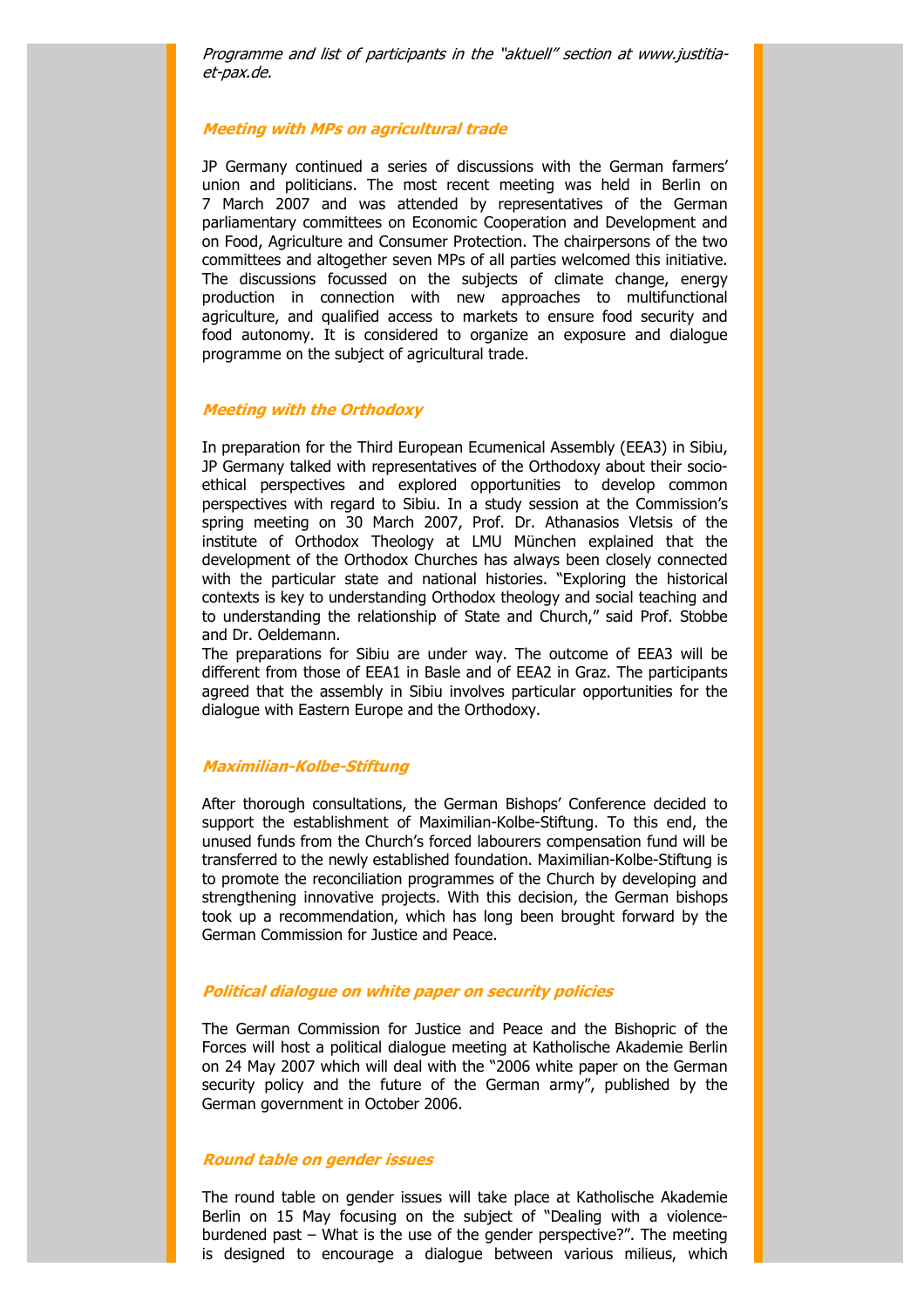*Programme and list of participants in the "aktuell" section at www.justitia-et-pax.de.*

### *Meeting with MPs on agricultural trade*

JP Germany continued a series of discussions with the German farmers' union and politicians. The most recent meeting was held in Berlin on 7 March 2007 and was attended by representatives of the German parliamentary committees on Economic Cooperation and Development and on Food, Agriculture and Consumer Protection. The chairpersons of the two committees and altogether seven MPs of all parties welcomed this initiative. The discussions focussed on the subjects of climate change, energy production in connection with new approaches to multifunctional agriculture, and qualified access to markets to ensure food security and food autonomy. It is considered to organize an exposure and dialogue programme on the subject of agricultural trade.

### *Meeting with the Orthodoxy*

In preparation for the Third European Ecumenical Assembly (EEA3) in Sibiu, JP Germany talked with representatives of the Orthodoxy about their socio-ethical perspectives and explored opportunities to develop common perspectives with regard to Sibiu. In a study session at the Commission's spring meeting on 30 March 2007, Prof. Dr. Athanasios Vletsis of the institute of Orthodox Theology at LMU München explained that the development of the Orthodox Churches has always been closely connected with the particular state and national histories. "Exploring the historical contexts is key to understanding Orthodox theology and social teaching and to understanding the relationship of State and Church," said Prof. Stobbe and Dr. Oeldemann.

The preparations for Sibiu are under way. The outcome of EEA3 will be different from those of EEA1 in Basle and of EEA2 in Graz. The participants agreed that the assembly in Sibiu involves particular opportunities for the dialogue with Eastern Europe and the Orthodoxy.

### *Maximilian-Kolbe-Stiftung*

After thorough consultations, the German Bishops' Conference decided to support the establishment of Maximilian-Kolbe-Stiftung. To this end, the unused funds from the Church's forced labourers compensation fund will be transferred to the newly established foundation. Maximilian-Kolbe-Stiftung is to promote the reconciliation programmes of the Church by developing and strengthening innovative projects. With this decision, the German bishops took up a recommendation, which has long been brought forward by the German Commission for Justice and Peace.

### *Political dialogue on white paper on security policies*

The German Commission for Justice and Peace and the Bishopric of the Forces will host a political dialogue meeting at Katholische Akademie Berlin on 24 May 2007 which will deal with the "2006 white paper on the German security policy and the future of the German army", published by the German government in October 2006.

### *Round table on gender issues*

The round table on gender issues will take place at Katholische Akademie Berlin on 15 May focusing on the subject of "Dealing with a violence-burdened past – What is the use of the gender perspective?". The meeting is designed to encourage a dialogue between various milieus, which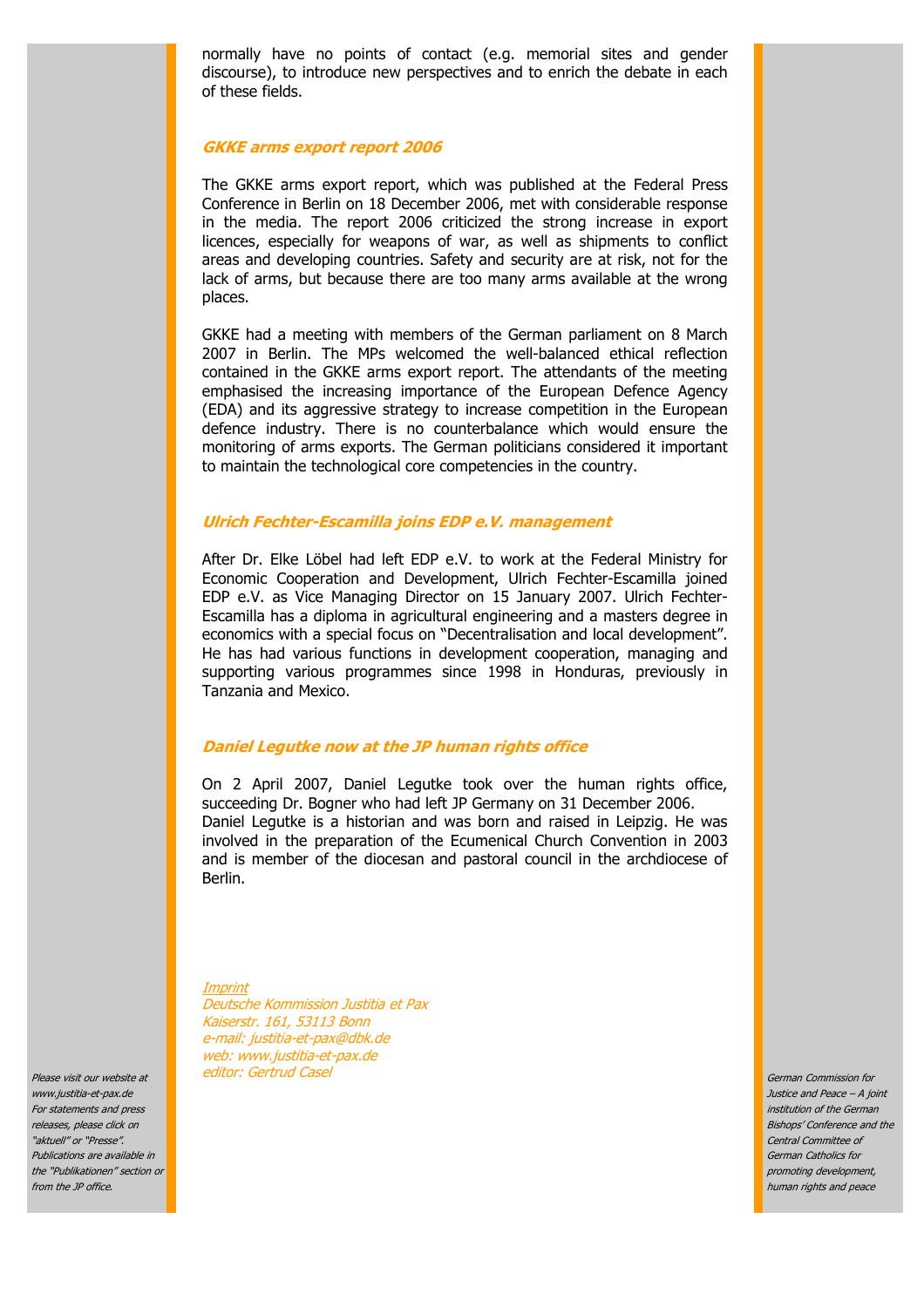normally have no points of contact (e.g. memorial sites and gender discourse), to introduce new perspectives and to enrich the debate in each of these fields.

### *GKKE arms export report 2006*

The GKKE arms export report, which was published at the Federal Press Conference in Berlin on 18 December 2006, met with considerable response in the media. The report 2006 criticized the strong increase in export licences, especially for weapons of war, as well as shipments to conflict areas and developing countries. Safety and security are at risk, not for the lack of arms, but because there are too many arms available at the wrong places.

GKKE had a meeting with members of the German parliament on 8 March 2007 in Berlin. The MPs welcomed the well-balanced ethical reflection contained in the GKKE arms export report. The attendants of the meeting emphasised the increasing importance of the European Defence Agency (EDA) and its aggressive strategy to increase competition in the European defence industry. There is no counterbalance which would ensure the monitoring of arms exports. The German politicians considered it important to maintain the technological core competencies in the country.

### *Ulrich Fechter-Escamilla joins EDP e.V. management*

After Dr. Elke Löbel had left EDP e.V. to work at the Federal Ministry for Economic Cooperation and Development, Ulrich Fechter-Escamilla joined EDP e.V. as Vice Managing Director on 15 January 2007. Ulrich Fechter-Escamilla has a diploma in agricultural engineering and a masters degree in economics with a special focus on "Decentralisation and local development". He has had various functions in development cooperation, managing and supporting various programmes since 1998 in Honduras, previously in Tanzania and Mexico.

### *Daniel Legutke now at the JP human rights office*

On 2 April 2007, Daniel Legutke took over the human rights office, succeeding Dr. Bogner who had left JP Germany on 31 December 2006.
Daniel Legutke is a historian and was born and raised in Leipzig. He was involved in the preparation of the Ecumenical Church Convention in 2003 and is member of the diocesan and pastoral council in the archdiocese of Berlin.

*Imprint*
*Deutsche Kommission Justitia et Pax*
*Kaiserstr. 161, 53113 Bonn*
*e-mail: justitia-et-pax@dbk.de*
*web: www.justitia-et-pax.de*
*editor: Gertrud Casel*

*Please visit our website at www.justitia-et-pax.de*
*For statements and press releases, please click on "aktuell" or "Presse".*
*Publications are available in the "Publikationen" section or from the JP office.*

*German Commission for Justice and Peace – A joint institution of the German Bishops' Conference and the Central Committee of German Catholics for promoting development, human rights and peace*